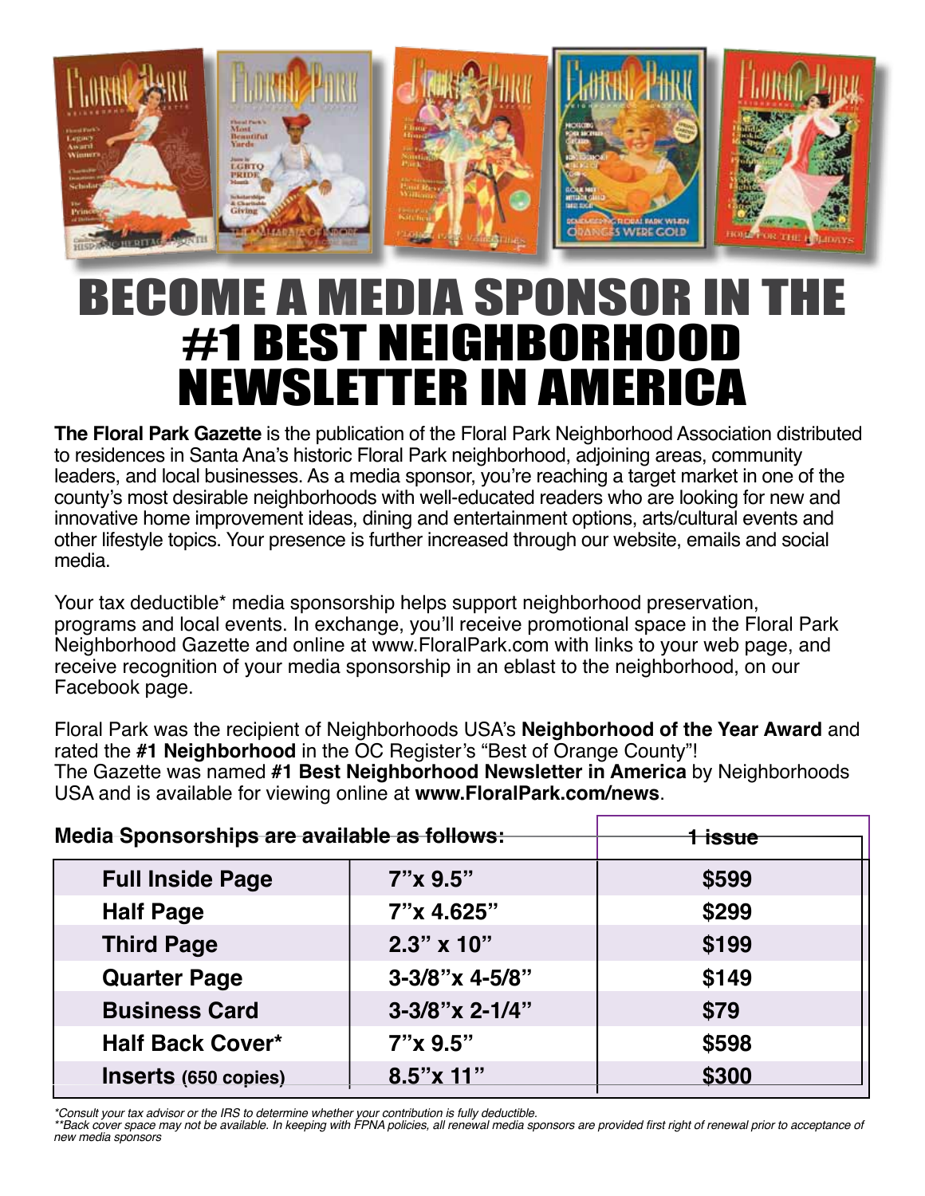# BECOME A MEDIA SPONSOR IN THE #1 BEST NEIGHBORHOOD NEWSLETTER IN AMERICA

**The Floral Park Gazette** is the publication of the Floral Park Neighborhood Association distributed to residences in Santa Ana's historic Floral Park neighborhood, adjoining areas, community leaders, and local businesses. As a media sponsor, you're reaching a target market in one of the county's most desirable neighborhoods with well-educated readers who are looking for new and innovative home improvement ideas, dining and entertainment options, arts/cultural events and other lifestyle topics. Your presence is further increased through our website, emails and social media.

Your tax deductible* media sponsorship helps support neighborhood preservation, programs and local events. In exchange, you'll receive promotional space in the Floral Park Neighborhood Gazette and online at www.FloralPark.com with links to your web page, and receive recognition of your media sponsorship in an eblast to the neighborhood, on our Facebook page.

Floral Park was the recipient of Neighborhoods USA's **Neighborhood of the Year Award** and rated the **#1 Neighborhood** in the OC Register's "Best of Orange County"!
The Gazette was named **#1 Best Neighborhood Newsletter in America** by Neighborhoods USA and is available for viewing online at **www.FloralPark.com/news**.

**Media Sponsorships are available as follows:**

| | | 1 issue |
|---|---|---|
| **Full Inside Page** | **7"x 9.5"** | **$599** |
| **Half Page** | **7"x 4.625"** | **$299** |
| **Third Page** | **2.3" x 10"** | **$199** |
| **Quarter Page** | **3-3/8"x 4-5/8"** | **$149** |
| **Business Card** | **3-3/8"x 2-1/4"** | **$79** |
| **Half Back Cover*** | **7"x 9.5"** | **$598** |
| **Inserts (650 copies)** | **8.5"x 11"** | **$300** |

*Consult your tax advisor or the IRS to determine whether your contribution is fully deductible.
**Back cover space may not be available. In keeping with FPNA policies, all renewal media sponsors are provided first right of renewal prior to acceptance of new media sponsors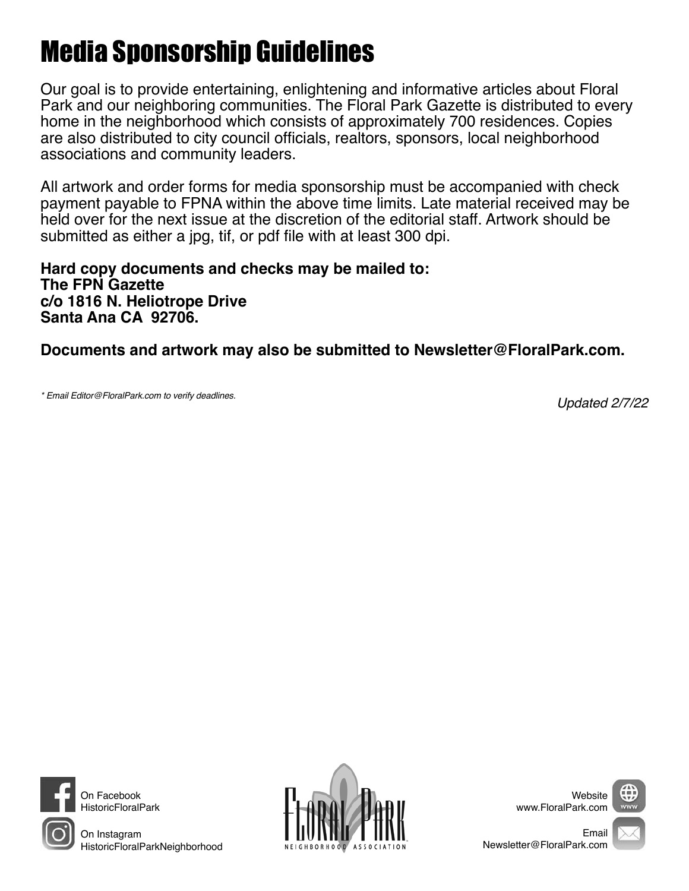# Media Sponsorship Guidelines

Our goal is to provide entertaining, enlightening and informative articles about Floral Park and our neighboring communities. The Floral Park Gazette is distributed to every home in the neighborhood which consists of approximately 700 residences. Copies are also distributed to city council officials, realtors, sponsors, local neighborhood associations and community leaders.

All artwork and order forms for media sponsorship must be accompanied with check payment payable to FPNA within the above time limits. Late material received may be held over for the next issue at the discretion of the editorial staff. Artwork should be submitted as either a jpg, tif, or pdf file with at least 300 dpi.

**Hard copy documents and checks may be mailed to:**
**The FPN Gazette**
**c/o 1816 N. Heliotrope Drive**
**Santa Ana CA 92706.**

**Documents and artwork may also be submitted to Newsletter@FloralPark.com.**

*\* Email Editor@FloralPark.com to verify deadlines.*

*Updated 2/7/22*

On Facebook
HistoricFloralPark

On Instagram
HistoricFloralParkNeighborhood

FLORAL PARK
NEIGHBORHOOD ASSOCIATION

Website
www.FloralPark.com

Email
Newsletter@FloralPark.com